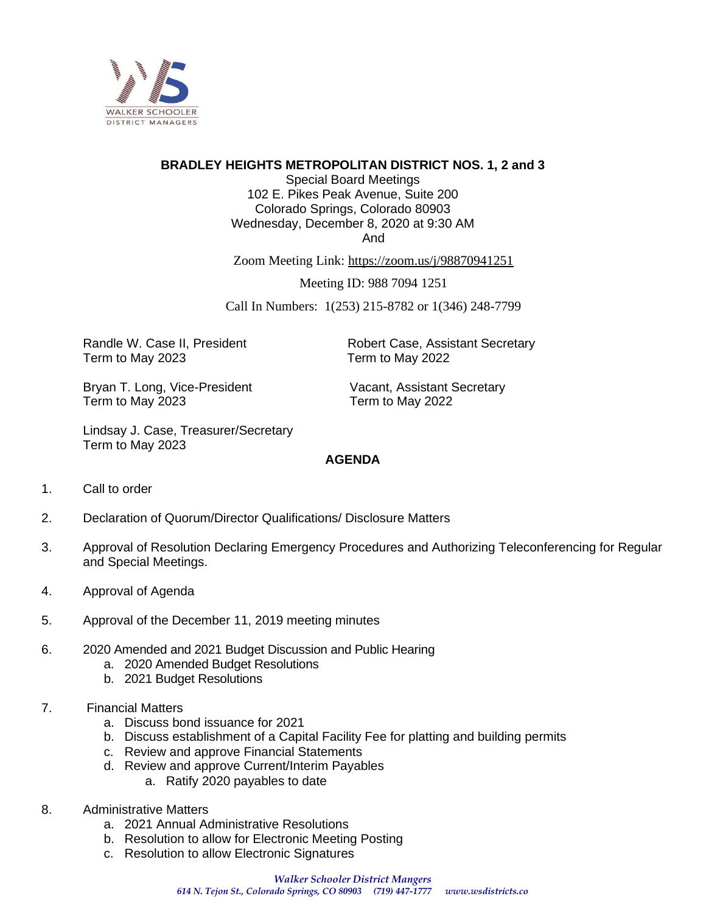WALKER SCHOOLER
DISTRICT MANAGERS

**BRADLEY HEIGHTS METROPOLITAN DISTRICT NOS. 1, 2 and 3**

Special Board Meetings
102 E. Pikes Peak Avenue, Suite 200
Colorado Springs, Colorado 80903
Wednesday, December 8, 2020 at 9:30 AM
And

Zoom Meeting Link: https://zoom.us/j/98870941251

Meeting ID: 988 7094 1251

Call In Numbers: 1(253) 215-8782 or 1(346) 248-7799

Randle W. Case II, President
Term to May 2023

Bryan T. Long, Vice-President
Term to May 2023

Lindsay J. Case, Treasurer/Secretary
Term to May 2023

Robert Case, Assistant Secretary
Term to May 2022

Vacant, Assistant Secretary
Term to May 2022

**AGENDA**

1. Call to order

2. Declaration of Quorum/Director Qualifications/ Disclosure Matters

3. Approval of Resolution Declaring Emergency Procedures and Authorizing Teleconferencing for Regular and Special Meetings.

4. Approval of Agenda

5. Approval of the December 11, 2019 meeting minutes

6. 2020 Amended and 2021 Budget Discussion and Public Hearing
   a. 2020 Amended Budget Resolutions
   b. 2021 Budget Resolutions

7. Financial Matters
   a. Discuss bond issuance for 2021
   b. Discuss establishment of a Capital Facility Fee for platting and building permits
   c. Review and approve Financial Statements
   d. Review and approve Current/Interim Payables
      a. Ratify 2020 payables to date

8. Administrative Matters
   a. 2021 Annual Administrative Resolutions
   b. Resolution to allow for Electronic Meeting Posting
   c. Resolution to allow Electronic Signatures

*Walker Schooler District Mangers*
*614 N. Tejon St., Colorado Springs, CO 80903 (719) 447-1777 www.wsdistricts.co*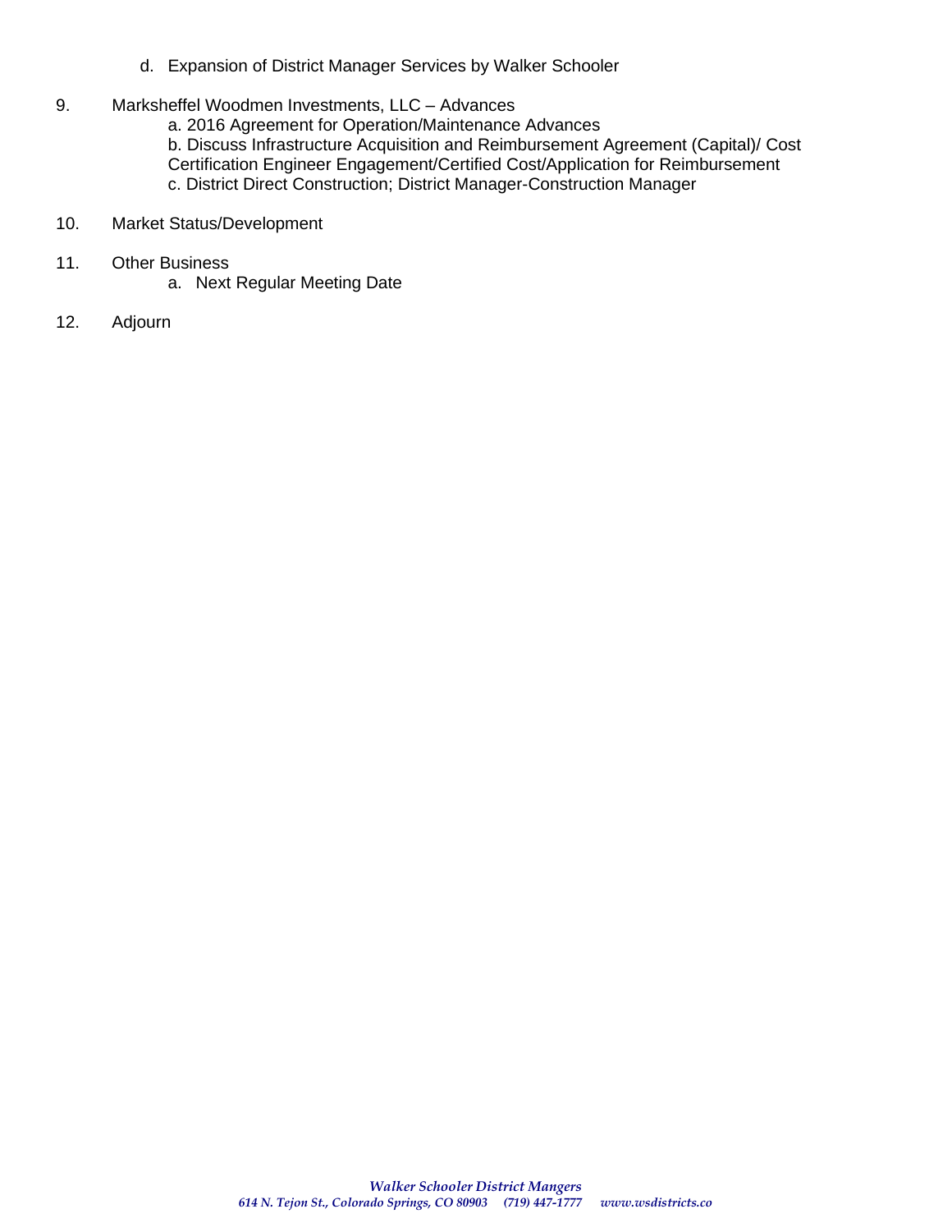d. Expansion of District Manager Services by Walker Schooler

9. Marksheffel Woodmen Investments, LLC – Advances
   a. 2016 Agreement for Operation/Maintenance Advances
   b. Discuss Infrastructure Acquisition and Reimbursement Agreement (Capital)/ Cost Certification Engineer Engagement/Certified Cost/Application for Reimbursement
   c. District Direct Construction; District Manager-Construction Manager

10. Market Status/Development

11. Other Business
    a. Next Regular Meeting Date

12. Adjourn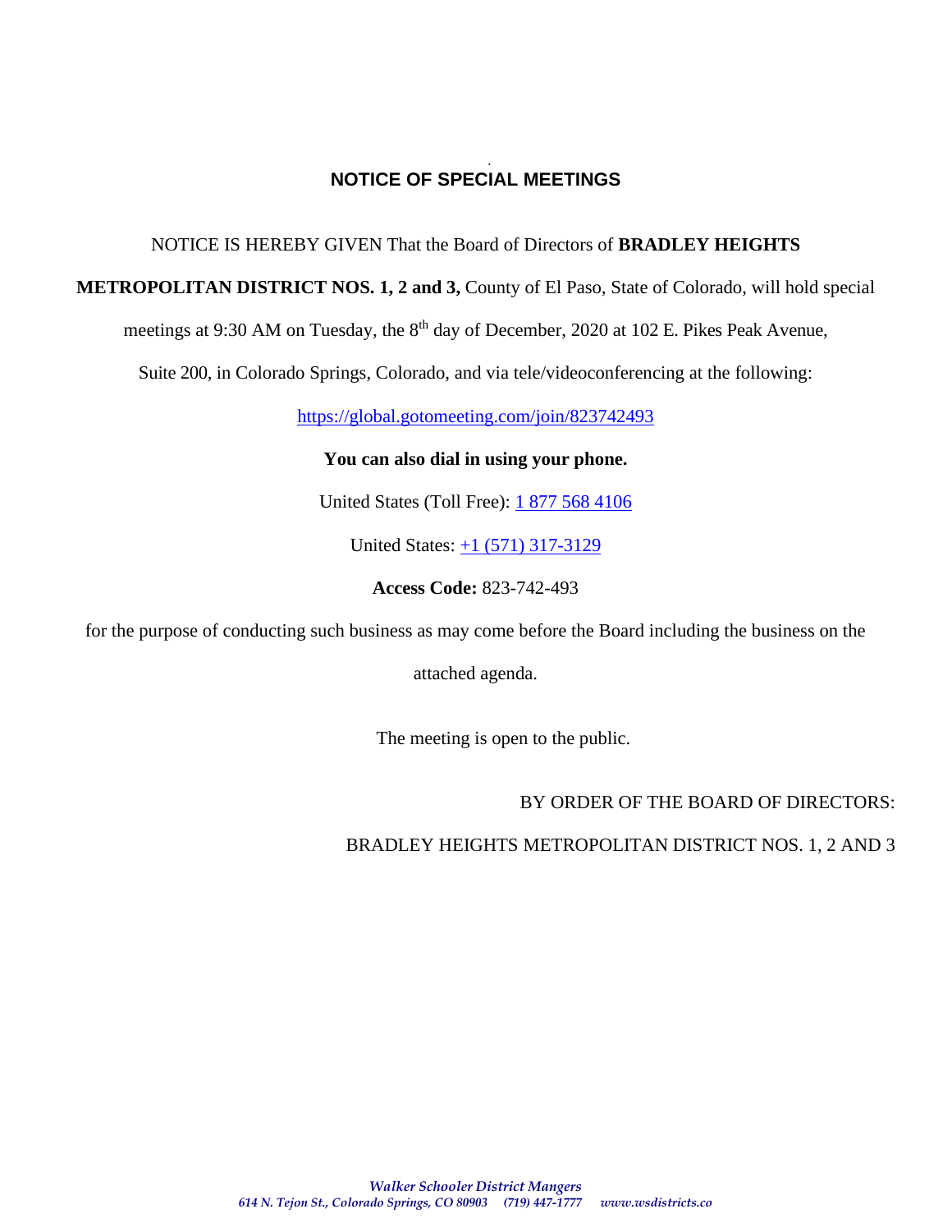# NOTICE OF SPECIAL MEETINGS

NOTICE IS HEREBY GIVEN That the Board of Directors of **BRADLEY HEIGHTS METROPOLITAN DISTRICT NOS. 1, 2 and 3,** County of El Paso, State of Colorado, will hold special meetings at 9:30 AM on Tuesday, the 8th day of December, 2020 at 102 E. Pikes Peak Avenue, Suite 200, in Colorado Springs, Colorado, and via tele/videoconferencing at the following:

https://global.gotomeeting.com/join/823742493

**You can also dial in using your phone.**

United States (Toll Free): 1 877 568 4106

United States: +1 (571) 317-3129

**Access Code:** 823-742-493

for the purpose of conducting such business as may come before the Board including the business on the attached agenda.

The meeting is open to the public.

BY ORDER OF THE BOARD OF DIRECTORS:

BRADLEY HEIGHTS METROPOLITAN DISTRICT NOS. 1, 2 AND 3